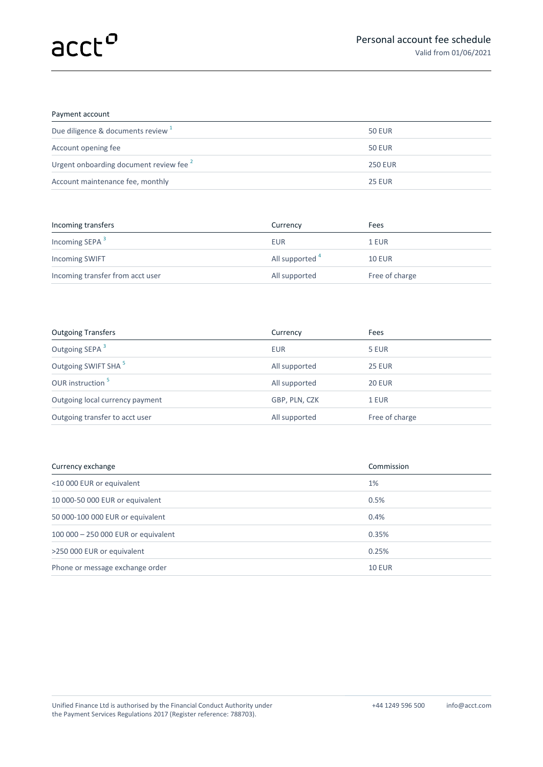acct

# Personal account fee schedule

Valid from 01/06/2021

| Payment account | |
|---|---|
| Due diligence & documents review [1] | 50 EUR |
| Account opening fee | 50 EUR |
| Urgent onboarding document review fee [2] | 250 EUR |
| Account maintenance fee, monthly | 25 EUR |

| Incoming transfers | Currency | Fees |
|---|---|---|
| Incoming SEPA [3] | EUR | 1 EUR |
| Incoming SWIFT | All supported [4] | 10 EUR |
| Incoming transfer from acct user | All supported | Free of charge |

| Outgoing Transfers | Currency | Fees |
|---|---|---|
| Outgoing SEPA [3] | EUR | 5 EUR |
| Outgoing SWIFT SHA [5] | All supported | 25 EUR |
| OUR instruction [5] | All supported | 20 EUR |
| Outgoing local currency payment | GBP, PLN, CZK | 1 EUR |
| Outgoing transfer to acct user | All supported | Free of charge |

| Currency exchange | Commission |
|---|---|
| <10 000 EUR or equivalent | 1% |
| 10 000-50 000 EUR or equivalent | 0.5% |
| 50 000-100 000 EUR or equivalent | 0.4% |
| 100 000 – 250 000 EUR or equivalent | 0.35% |
| >250 000 EUR or equivalent | 0.25% |
| Phone or message exchange order | 10 EUR |

Unified Finance Ltd is authorised by the Financial Conduct Authority under the Payment Services Regulations 2017 (Register reference: 788703).

+44 1249 596 500 info@acct.com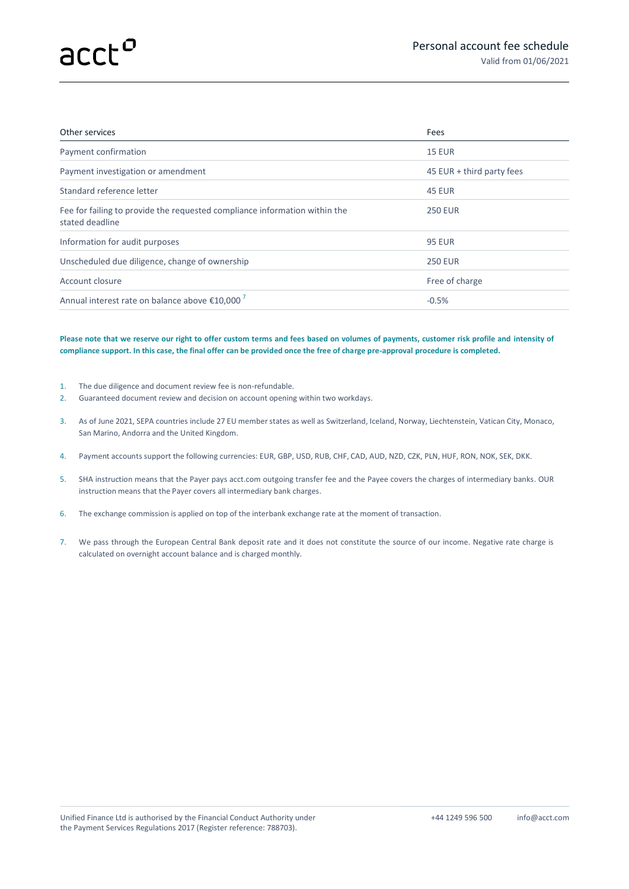| Other services | Fees |
|---|---|
| Payment confirmation | 15 EUR |
| Payment investigation or amendment | 45 EUR + third party fees |
| Standard reference letter | 45 EUR |
| Fee for failing to provide the requested compliance information within the stated deadline | 250 EUR |
| Information for audit purposes | 95 EUR |
| Unscheduled due diligence, change of ownership | 250 EUR |
| Account closure | Free of charge |
| Annual interest rate on balance above €10,000 [7] | -0.5% |

**Please note that we reserve our right to offer custom terms and fees based on volumes of payments, customer risk profile and intensity of compliance support. In this case, the final offer can be provided once the free of charge pre-approval procedure is completed.**

1. The due diligence and document review fee is non-refundable.
2. Guaranteed document review and decision on account opening within two workdays.
3. As of June 2021, SEPA countries include 27 EU member states as well as Switzerland, Iceland, Norway, Liechtenstein, Vatican City, Monaco, San Marino, Andorra and the United Kingdom.
4. Payment accounts support the following currencies: EUR, GBP, USD, RUB, CHF, CAD, AUD, NZD, CZK, PLN, HUF, RON, NOK, SEK, DKK.
5. SHA instruction means that the Payer pays acct.com outgoing transfer fee and the Payee covers the charges of intermediary banks. OUR instruction means that the Payer covers all intermediary bank charges.
6. The exchange commission is applied on top of the interbank exchange rate at the moment of transaction.
7. We pass through the European Central Bank deposit rate and it does not constitute the source of our income. Negative rate charge is calculated on overnight account balance and is charged monthly.

Unified Finance Ltd is authorised by the Financial Conduct Authority under the Payment Services Regulations 2017 (Register reference: 788703).

+44 1249 596 500 info@acct.com